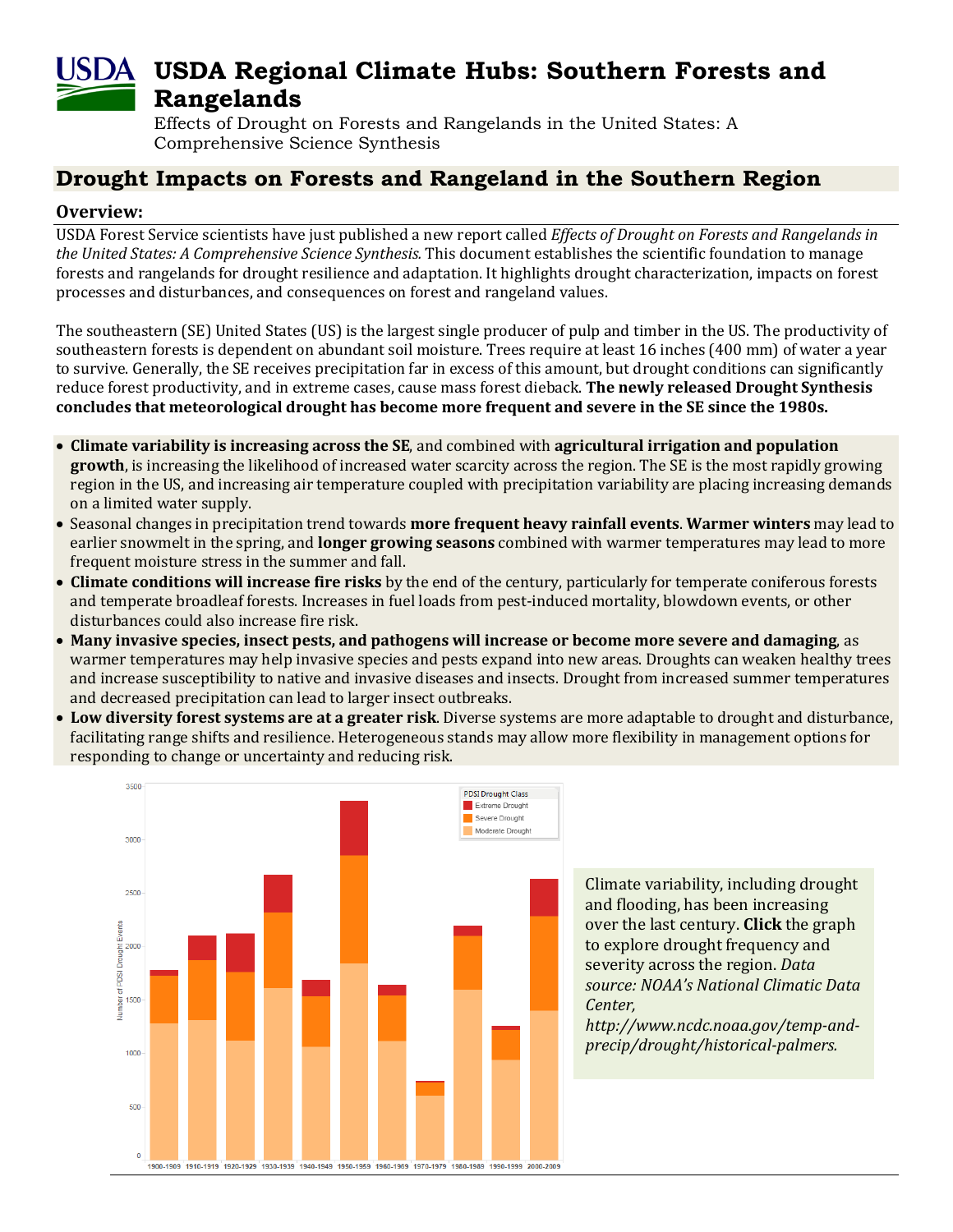# USDA Regional Climate Hubs: Southern Forests and Rangelands

Effects of Drought on Forests and Rangelands in the United States: A Comprehensive Science Synthesis

## Drought Impacts on Forests and Rangeland in the Southern Region

### Overview:

USDA Forest Service scientists have just published a new report called *Effects of Drought on Forests and Rangelands in the United States: A Comprehensive Science Synthesis.* This document establishes the scientific foundation to manage forests and rangelands for drought resilience and adaptation. It highlights drought characterization, impacts on forest processes and disturbances, and consequences on forest and rangeland values.

The southeastern (SE) United States (US) is the largest single producer of pulp and timber in the US. The productivity of southeastern forests is dependent on abundant soil moisture. Trees require at least 16 inches (400 mm) of water a year to survive. Generally, the SE receives precipitation far in excess of this amount, but drought conditions can significantly reduce forest productivity, and in extreme cases, cause mass forest dieback. **The newly released Drought Synthesis concludes that meteorological drought has become more frequent and severe in the SE since the 1980s.**

- **Climate variability is increasing across the SE**, and combined with **agricultural irrigation and population growth**, is increasing the likelihood of increased water scarcity across the region. The SE is the most rapidly growing region in the US, and increasing air temperature coupled with precipitation variability are placing increasing demands on a limited water supply.
- Seasonal changes in precipitation trend towards **more frequent heavy rainfall events**. **Warmer winters** may lead to earlier snowmelt in the spring, and **longer growing seasons** combined with warmer temperatures may lead to more frequent moisture stress in the summer and fall.
- **Climate conditions will increase fire risks** by the end of the century, particularly for temperate coniferous forests and temperate broadleaf forests. Increases in fuel loads from pest-induced mortality, blowdown events, or other disturbances could also increase fire risk.
- **Many invasive species, insect pests, and pathogens will increase or become more severe and damaging**, as warmer temperatures may help invasive species and pests expand into new areas. Droughts can weaken healthy trees and increase susceptibility to native and invasive diseases and insects. Drought from increased summer temperatures and decreased precipitation can lead to larger insect outbreaks.
- **Low diversity forest systems are at a greater risk**. Diverse systems are more adaptable to drought and disturbance, facilitating range shifts and resilience. Heterogeneous stands may allow more flexibility in management options for responding to change or uncertainty and reducing risk.

Climate variability, including drought and flooding, has been increasing over the last century. **Click** the graph to explore drought frequency and severity across the region. *Data source: NOAA's National Climatic Data Center, http://www.ncdc.noaa.gov/temp-and-precip/drought/historical-palmers.*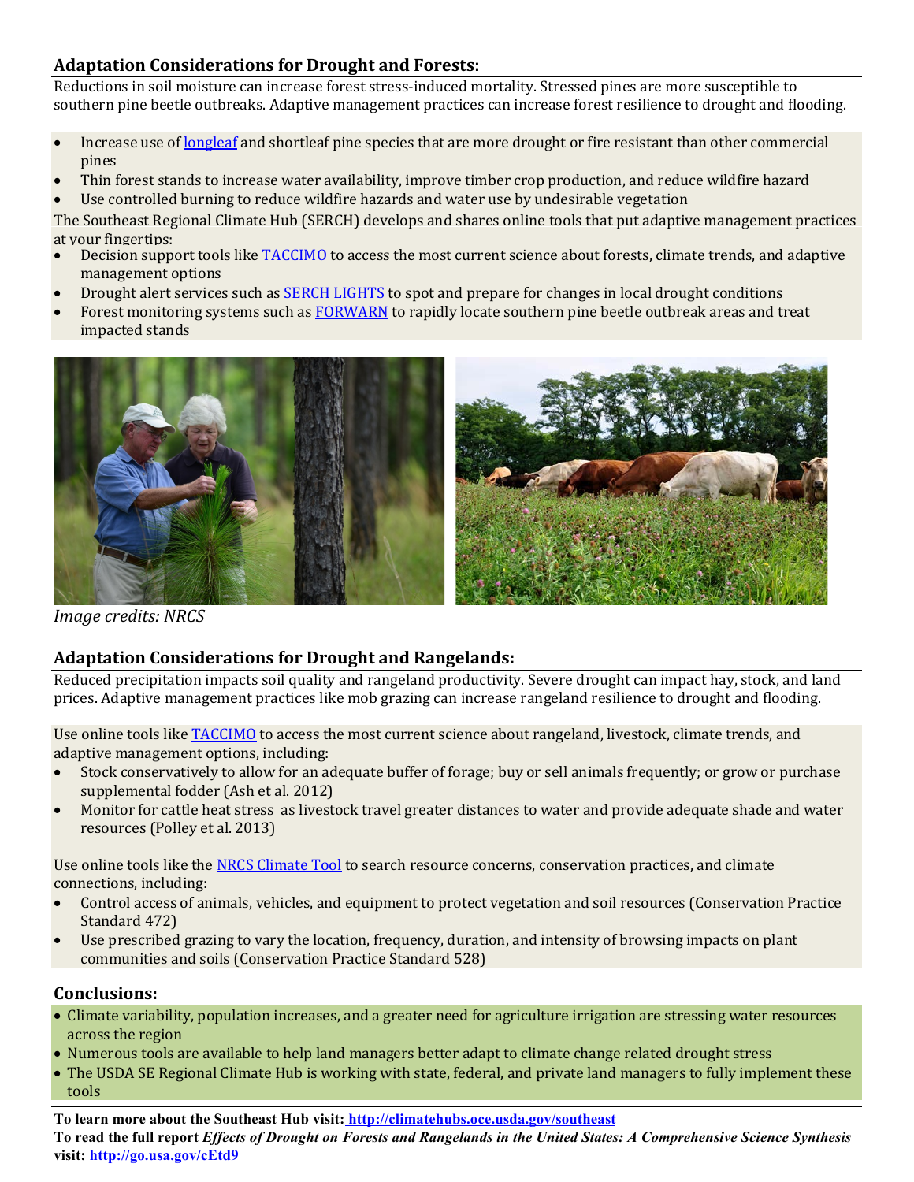## Adaptation Considerations for Drought and Forests:

Reductions in soil moisture can increase forest stress-induced mortality. Stressed pines are more susceptible to southern pine beetle outbreaks. Adaptive management practices can increase forest resilience to drought and flooding.

- Increase use of longleaf and shortleaf pine species that are more drought or fire resistant than other commercial pines
- Thin forest stands to increase water availability, improve timber crop production, and reduce wildfire hazard
- Use controlled burning to reduce wildfire hazards and water use by undesirable vegetation

The Southeast Regional Climate Hub (SERCH) develops and shares online tools that put adaptive management practices at your fingertips:

- Decision support tools like TACCIMO to access the most current science about forests, climate trends, and adaptive management options
- Drought alert services such as SERCH LIGHTS to spot and prepare for changes in local drought conditions
- Forest monitoring systems such as FORWARN to rapidly locate southern pine beetle outbreak areas and treat impacted stands

*Image credits: NRCS*

## Adaptation Considerations for Drought and Rangelands:

Reduced precipitation impacts soil quality and rangeland productivity. Severe drought can impact hay, stock, and land prices. Adaptive management practices like mob grazing can increase rangeland resilience to drought and flooding.

Use online tools like TACCIMO to access the most current science about rangeland, livestock, climate trends, and adaptive management options, including:

- Stock conservatively to allow for an adequate buffer of forage; buy or sell animals frequently; or grow or purchase supplemental fodder (Ash et al. 2012)
- Monitor for cattle heat stress as livestock travel greater distances to water and provide adequate shade and water resources (Polley et al. 2013)

Use online tools like the NRCS Climate Tool to search resource concerns, conservation practices, and climate connections, including:

- Control access of animals, vehicles, and equipment to protect vegetation and soil resources (Conservation Practice Standard 472)
- Use prescribed grazing to vary the location, frequency, duration, and intensity of browsing impacts on plant communities and soils (Conservation Practice Standard 528)

## Conclusions:

- Climate variability, population increases, and a greater need for agriculture irrigation are stressing water resources across the region
- Numerous tools are available to help land managers better adapt to climate change related drought stress
- The USDA SE Regional Climate Hub is working with state, federal, and private land managers to fully implement these tools

**To learn more about the Southeast Hub visit: http://climatehubs.oce.usda.gov/southeast**

**To read the full report *Effects of Drought on Forests and Rangelands in the United States: A Comprehensive Science Synthesis* visit: http://go.usa.gov/cEtd9**